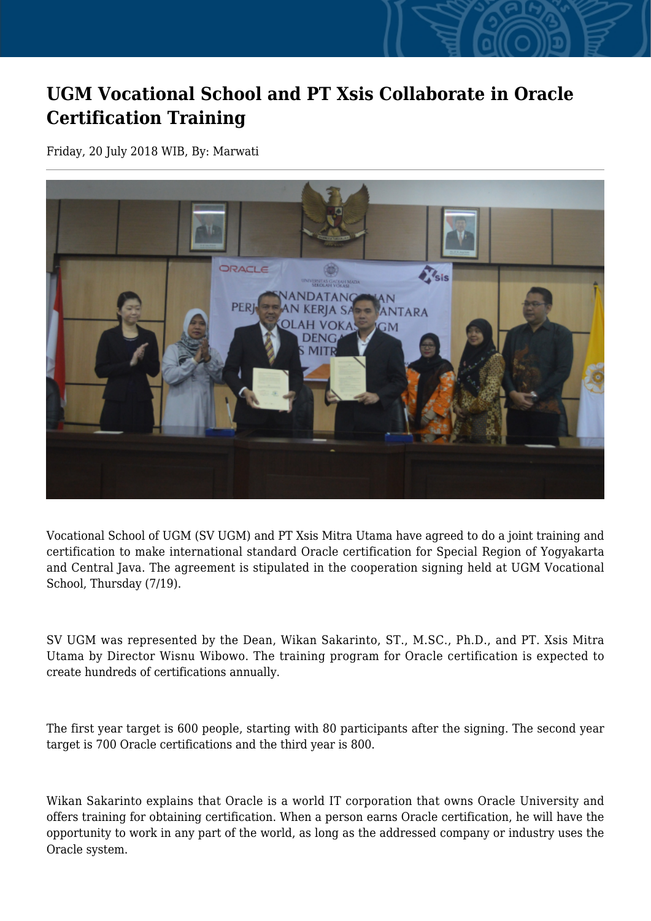# UGM Vocational School and PT Xsis Collaborate in Oracle Certification Training

Friday, 20 July 2018 WIB, By: Marwati

Vocational School of UGM (SV UGM) and PT Xsis Mitra Utama have agreed to do a joint training and certification to make international standard Oracle certification for Special Region of Yogyakarta and Central Java. The agreement is stipulated in the cooperation signing held at UGM Vocational School, Thursday (7/19).

SV UGM was represented by the Dean, Wikan Sakarinto, ST., M.SC., Ph.D., and PT. Xsis Mitra Utama by Director Wisnu Wibowo. The training program for Oracle certification is expected to create hundreds of certifications annually.

The first year target is 600 people, starting with 80 participants after the signing. The second year target is 700 Oracle certifications and the third year is 800.

Wikan Sakarinto explains that Oracle is a world IT corporation that owns Oracle University and offers training for obtaining certification. When a person earns Oracle certification, he will have the opportunity to work in any part of the world, as long as the addressed company or industry uses the Oracle system.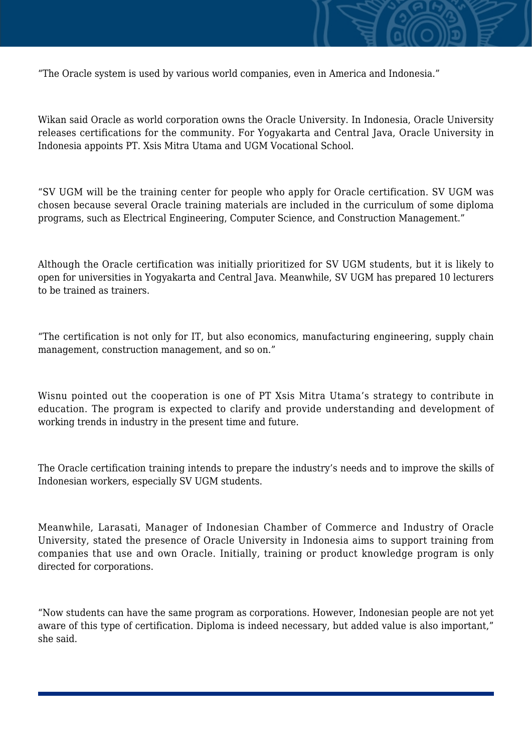"The Oracle system is used by various world companies, even in America and Indonesia."

Wikan said Oracle as world corporation owns the Oracle University. In Indonesia, Oracle University releases certifications for the community. For Yogyakarta and Central Java, Oracle University in Indonesia appoints PT. Xsis Mitra Utama and UGM Vocational School.

"SV UGM will be the training center for people who apply for Oracle certification. SV UGM was chosen because several Oracle training materials are included in the curriculum of some diploma programs, such as Electrical Engineering, Computer Science, and Construction Management."

Although the Oracle certification was initially prioritized for SV UGM students, but it is likely to open for universities in Yogyakarta and Central Java. Meanwhile, SV UGM has prepared 10 lecturers to be trained as trainers.

"The certification is not only for IT, but also economics, manufacturing engineering, supply chain management, construction management, and so on."

Wisnu pointed out the cooperation is one of PT Xsis Mitra Utama's strategy to contribute in education. The program is expected to clarify and provide understanding and development of working trends in industry in the present time and future.

The Oracle certification training intends to prepare the industry's needs and to improve the skills of Indonesian workers, especially SV UGM students.

Meanwhile, Larasati, Manager of Indonesian Chamber of Commerce and Industry of Oracle University, stated the presence of Oracle University in Indonesia aims to support training from companies that use and own Oracle. Initially, training or product knowledge program is only directed for corporations.

"Now students can have the same program as corporations. However, Indonesian people are not yet aware of this type of certification. Diploma is indeed necessary, but added value is also important," she said.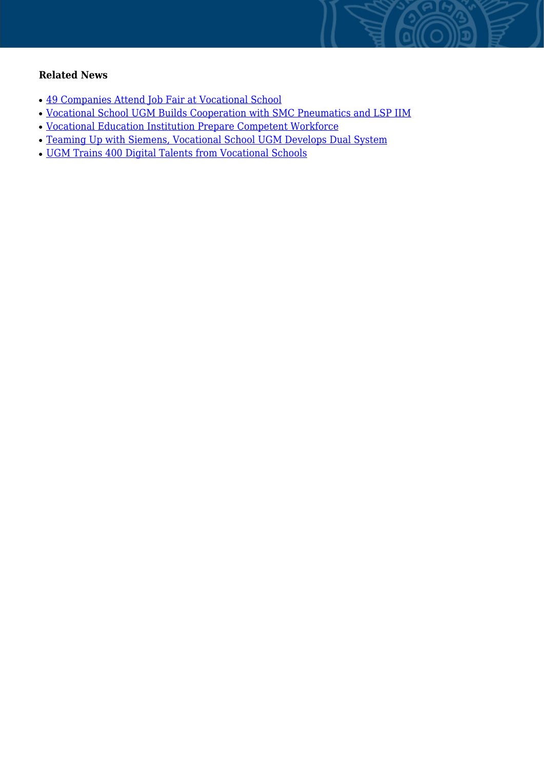### Related News

- 49 Companies Attend Job Fair at Vocational School
- Vocational School UGM Builds Cooperation with SMC Pneumatics and LSP IIM
- Vocational Education Institution Prepare Competent Workforce
- Teaming Up with Siemens, Vocational School UGM Develops Dual System
- UGM Trains 400 Digital Talents from Vocational Schools